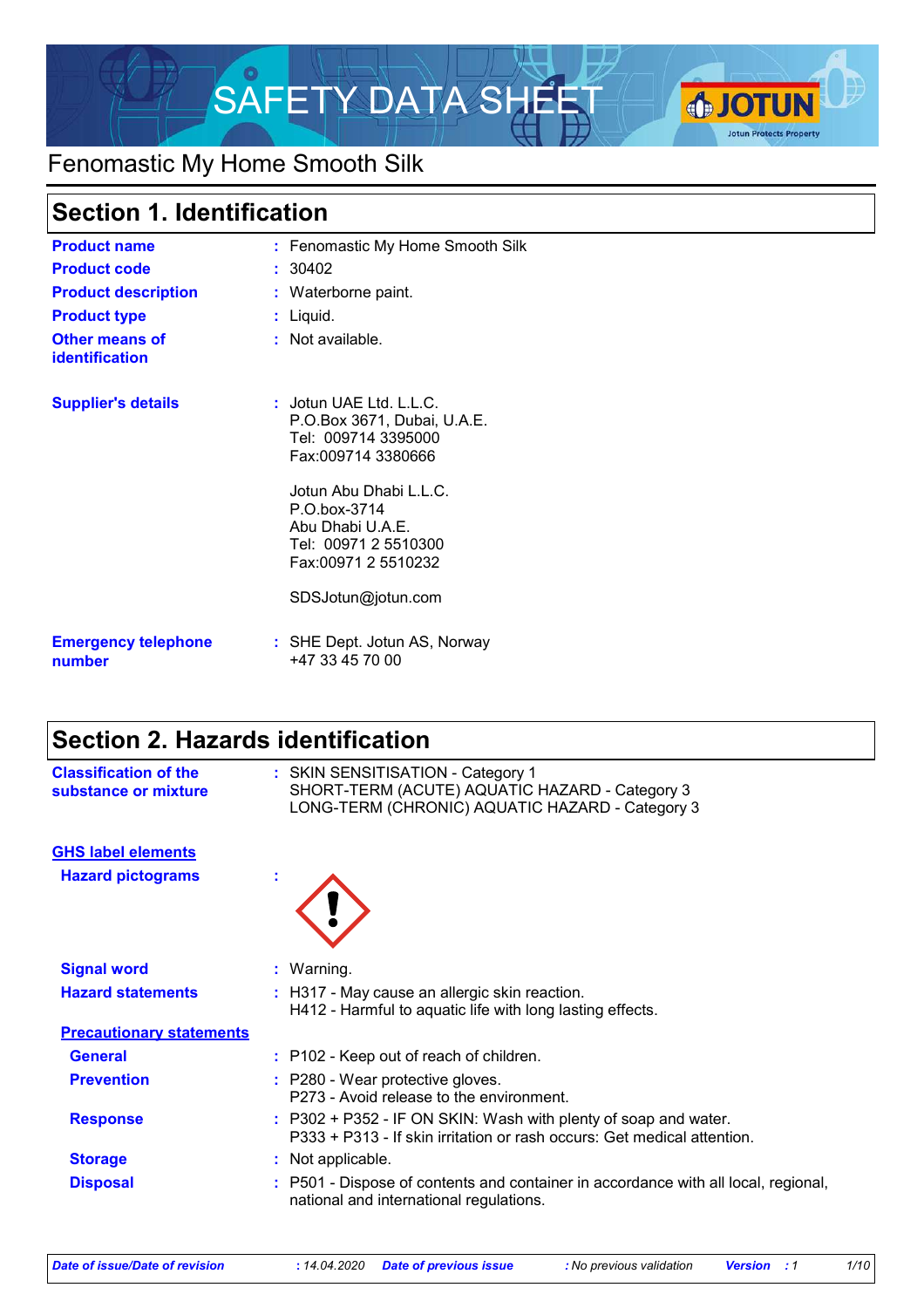# SAFETY DATA SHEET

## Fenomastic My Home Smooth Silk

## Section 1. Identification

| | | |
|---|---|---|
| **Product name** | : | Fenomastic My Home Smooth Silk |
| **Product code** | : | 30402 |
| **Product description** | : | Waterborne paint. |
| **Product type** | : | Liquid. |
| **Other means of identification** | : | Not available. |
| **Supplier's details** | : | Jotun UAE Ltd. L.L.C.<br>P.O.Box 3671, Dubai, U.A.E.<br>Tel: 009714 3395000<br>Fax:009714 3380666<br><br>Jotun Abu Dhabi L.L.C.<br>P.O.box-3714<br>Abu Dhabi U.A.E.<br>Tel: 00971 2 5510300<br>Fax:00971 2 5510232<br><br>SDSJotun@jotun.com |
| **Emergency telephone number** | : | SHE Dept. Jotun AS, Norway<br>+47 33 45 70 00 |

## Section 2. Hazards identification

| | | |
|---|---|---|
| **Classification of the substance or mixture** | : | SKIN SENSITISATION - Category 1<br>SHORT-TERM (ACUTE) AQUATIC HAZARD - Category 3<br>LONG-TERM (CHRONIC) AQUATIC HAZARD - Category 3 |

**GHS label elements**

| | | |
|---|---|---|
| **Hazard pictograms** | : | |
| **Signal word** | : | Warning. |
| **Hazard statements** | : | H317 - May cause an allergic skin reaction.<br>H412 - Harmful to aquatic life with long lasting effects. |

**Precautionary statements**

| | | |
|---|---|---|
| **General** | : | P102 - Keep out of reach of children. |
| **Prevention** | : | P280 - Wear protective gloves.<br>P273 - Avoid release to the environment. |
| **Response** | : | P302 + P352 - IF ON SKIN: Wash with plenty of soap and water.<br>P333 + P313 - If skin irritation or rash occurs: Get medical attention. |
| **Storage** | : | Not applicable. |
| **Disposal** | : | P501 - Dispose of contents and container in accordance with all local, regional, national and international regulations. |

*Date of issue/Date of revision* : 14.04.2020 *Date of previous issue* : No previous validation *Version* : 1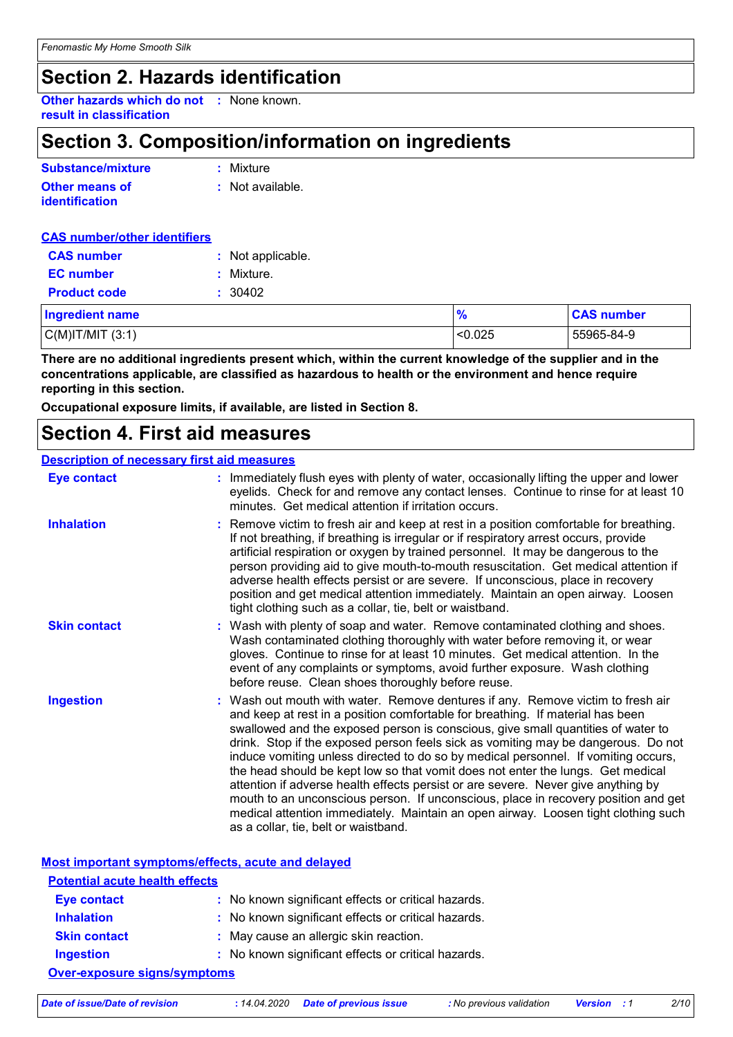## Section 2. Hazards identification

**Other hazards which do not result in classification** : None known.

## Section 3. Composition/information on ingredients

**Substance/mixture** : Mixture

**Other means of identification** : Not available.

**CAS number/other identifiers**

**CAS number** : Not applicable.

**EC number** : Mixture.

**Product code** : 30402

| Ingredient name | % | CAS number |
|---|---|---|
| C(M)IT/MIT (3:1) | <0.025 | 55965-84-9 |

**There are no additional ingredients present which, within the current knowledge of the supplier and in the concentrations applicable, are classified as hazardous to health or the environment and hence require reporting in this section.**

**Occupational exposure limits, if available, are listed in Section 8.**

## Section 4. First aid measures

**Description of necessary first aid measures**

**Eye contact** : Immediately flush eyes with plenty of water, occasionally lifting the upper and lower eyelids. Check for and remove any contact lenses. Continue to rinse for at least 10 minutes. Get medical attention if irritation occurs.

**Inhalation** : Remove victim to fresh air and keep at rest in a position comfortable for breathing. If not breathing, if breathing is irregular or if respiratory arrest occurs, provide artificial respiration or oxygen by trained personnel. It may be dangerous to the person providing aid to give mouth-to-mouth resuscitation. Get medical attention if adverse health effects persist or are severe. If unconscious, place in recovery position and get medical attention immediately. Maintain an open airway. Loosen tight clothing such as a collar, tie, belt or waistband.

**Skin contact** : Wash with plenty of soap and water. Remove contaminated clothing and shoes. Wash contaminated clothing thoroughly with water before removing it, or wear gloves. Continue to rinse for at least 10 minutes. Get medical attention. In the event of any complaints or symptoms, avoid further exposure. Wash clothing before reuse. Clean shoes thoroughly before reuse.

**Ingestion** : Wash out mouth with water. Remove dentures if any. Remove victim to fresh air and keep at rest in a position comfortable for breathing. If material has been swallowed and the exposed person is conscious, give small quantities of water to drink. Stop if the exposed person feels sick as vomiting may be dangerous. Do not induce vomiting unless directed to do so by medical personnel. If vomiting occurs, the head should be kept low so that vomit does not enter the lungs. Get medical attention if adverse health effects persist or are severe. Never give anything by mouth to an unconscious person. If unconscious, place in recovery position and get medical attention immediately. Maintain an open airway. Loosen tight clothing such as a collar, tie, belt or waistband.

**Most important symptoms/effects, acute and delayed**

**Potential acute health effects**

**Eye contact** : No known significant effects or critical hazards.

**Inhalation** : No known significant effects or critical hazards.

**Skin contact** : May cause an allergic skin reaction.

**Ingestion** : No known significant effects or critical hazards.

**Over-exposure signs/symptoms**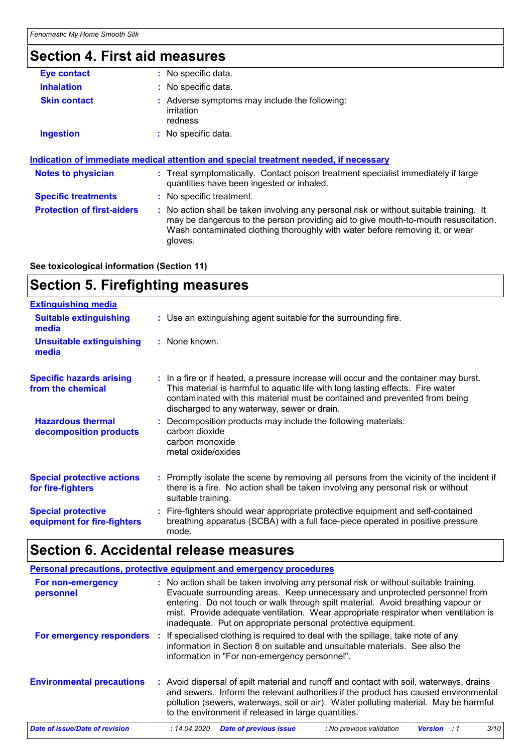## Section 4. First aid measures

| | |
|---|---|
| **Eye contact** | : No specific data. |
| **Inhalation** | : No specific data. |
| **Skin contact** | : Adverse symptoms may include the following:<br>irritation<br>redness |
| **Ingestion** | : No specific data. |

**Indication of immediate medical attention and special treatment needed, if necessary**

| | |
|---|---|
| **Notes to physician** | : Treat symptomatically. Contact poison treatment specialist immediately if large quantities have been ingested or inhaled. |
| **Specific treatments** | : No specific treatment. |
| **Protection of first-aiders** | : No action shall be taken involving any personal risk or without suitable training. It may be dangerous to the person providing aid to give mouth-to-mouth resuscitation. Wash contaminated clothing thoroughly with water before removing it, or wear gloves. |

**See toxicological information (Section 11)**

## Section 5. Firefighting measures

**Extinguishing media**

| | |
|---|---|
| **Suitable extinguishing media** | : Use an extinguishing agent suitable for the surrounding fire. |
| **Unsuitable extinguishing media** | : None known. |
| **Specific hazards arising from the chemical** | : In a fire or if heated, a pressure increase will occur and the container may burst. This material is harmful to aquatic life with long lasting effects. Fire water contaminated with this material must be contained and prevented from being discharged to any waterway, sewer or drain. |
| **Hazardous thermal decomposition products** | : Decomposition products may include the following materials:<br>carbon dioxide<br>carbon monoxide<br>metal oxide/oxides |
| **Special protective actions for fire-fighters** | : Promptly isolate the scene by removing all persons from the vicinity of the incident if there is a fire. No action shall be taken involving any personal risk or without suitable training. |
| **Special protective equipment for fire-fighters** | : Fire-fighters should wear appropriate protective equipment and self-contained breathing apparatus (SCBA) with a full face-piece operated in positive pressure mode. |

## Section 6. Accidental release measures

**Personal precautions, protective equipment and emergency procedures**

| | |
|---|---|
| **For non-emergency personnel** | : No action shall be taken involving any personal risk or without suitable training. Evacuate surrounding areas. Keep unnecessary and unprotected personnel from entering. Do not touch or walk through spilt material. Avoid breathing vapour or mist. Provide adequate ventilation. Wear appropriate respirator when ventilation is inadequate. Put on appropriate personal protective equipment. |
| **For emergency responders** | : If specialised clothing is required to deal with the spillage, take note of any information in Section 8 on suitable and unsuitable materials. See also the information in "For non-emergency personnel". |
| **Environmental precautions** | : Avoid dispersal of spilt material and runoff and contact with soil, waterways, drains and sewers. Inform the relevant authorities if the product has caused environmental pollution (sewers, waterways, soil or air). Water polluting material. May be harmful to the environment if released in large quantities. |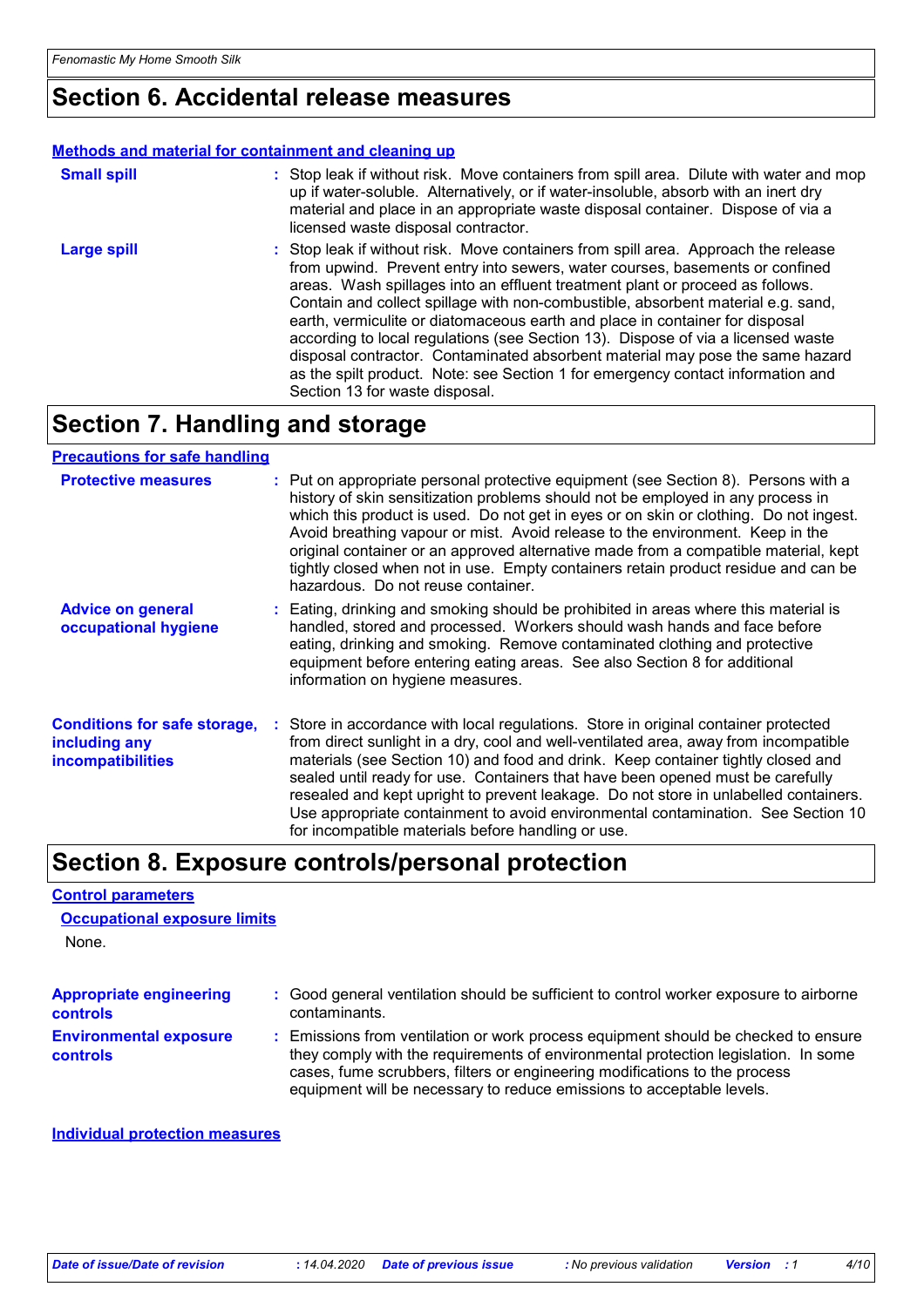## Section 6. Accidental release measures

### Methods and material for containment and cleaning up

**Small spill** : Stop leak if without risk. Move containers from spill area. Dilute with water and mop up if water-soluble. Alternatively, or if water-insoluble, absorb with an inert dry material and place in an appropriate waste disposal container. Dispose of via a licensed waste disposal contractor.

**Large spill** : Stop leak if without risk. Move containers from spill area. Approach the release from upwind. Prevent entry into sewers, water courses, basements or confined areas. Wash spillages into an effluent treatment plant or proceed as follows. Contain and collect spillage with non-combustible, absorbent material e.g. sand, earth, vermiculite or diatomaceous earth and place in container for disposal according to local regulations (see Section 13). Dispose of via a licensed waste disposal contractor. Contaminated absorbent material may pose the same hazard as the spilt product. Note: see Section 1 for emergency contact information and Section 13 for waste disposal.

## Section 7. Handling and storage

### Precautions for safe handling

**Protective measures** : Put on appropriate personal protective equipment (see Section 8). Persons with a history of skin sensitization problems should not be employed in any process in which this product is used. Do not get in eyes or on skin or clothing. Do not ingest. Avoid breathing vapour or mist. Avoid release to the environment. Keep in the original container or an approved alternative made from a compatible material, kept tightly closed when not in use. Empty containers retain product residue and can be hazardous. Do not reuse container.

**Advice on general occupational hygiene** : Eating, drinking and smoking should be prohibited in areas where this material is handled, stored and processed. Workers should wash hands and face before eating, drinking and smoking. Remove contaminated clothing and protective equipment before entering eating areas. See also Section 8 for additional information on hygiene measures.

**Conditions for safe storage, including any incompatibilities** : Store in accordance with local regulations. Store in original container protected from direct sunlight in a dry, cool and well-ventilated area, away from incompatible materials (see Section 10) and food and drink. Keep container tightly closed and sealed until ready for use. Containers that have been opened must be carefully resealed and kept upright to prevent leakage. Do not store in unlabelled containers. Use appropriate containment to avoid environmental contamination. See Section 10 for incompatible materials before handling or use.

## Section 8. Exposure controls/personal protection

### Control parameters

#### Occupational exposure limits

None.

**Appropriate engineering controls** : Good general ventilation should be sufficient to control worker exposure to airborne contaminants.

**Environmental exposure controls** : Emissions from ventilation or work process equipment should be checked to ensure they comply with the requirements of environmental protection legislation. In some cases, fume scrubbers, filters or engineering modifications to the process equipment will be necessary to reduce emissions to acceptable levels.

### Individual protection measures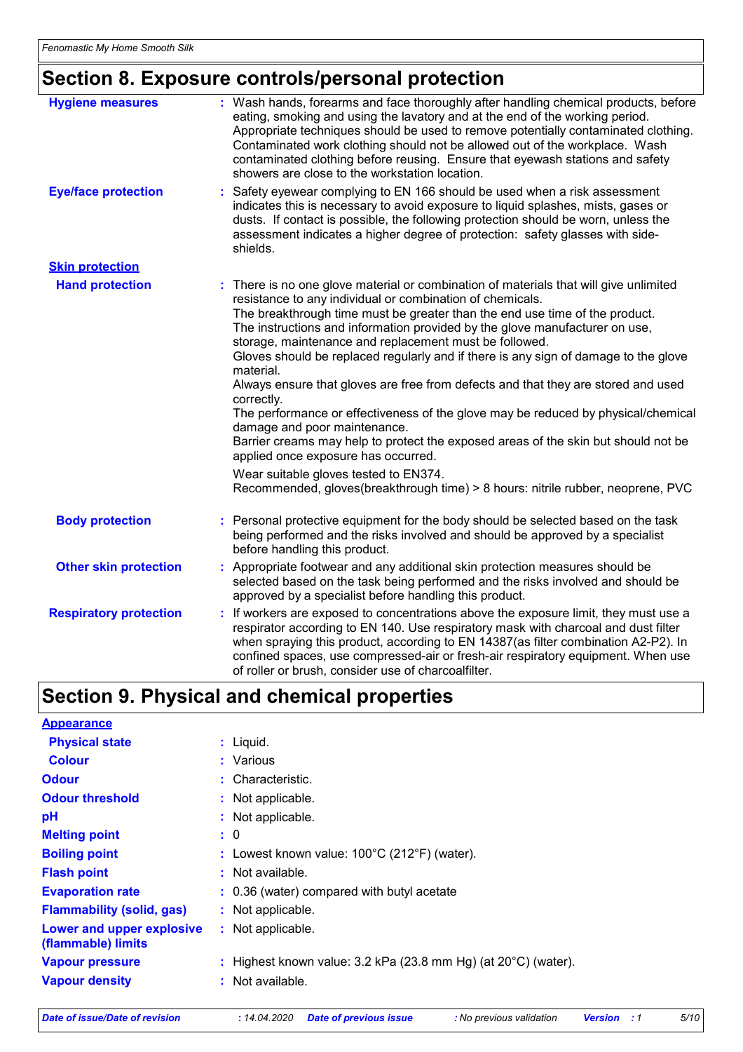## Section 8. Exposure controls/personal protection

| | |
|---|---|
| **Hygiene measures** | : Wash hands, forearms and face thoroughly after handling chemical products, before eating, smoking and using the lavatory and at the end of the working period. Appropriate techniques should be used to remove potentially contaminated clothing. Contaminated work clothing should not be allowed out of the workplace. Wash contaminated clothing before reusing. Ensure that eyewash stations and safety showers are close to the workstation location. |
| **Eye/face protection** | : Safety eyewear complying to EN 166 should be used when a risk assessment indicates this is necessary to avoid exposure to liquid splashes, mists, gases or dusts. If contact is possible, the following protection should be worn, unless the assessment indicates a higher degree of protection: safety glasses with side-shields. |
| **Skin protection** | |
| **Hand protection** | : There is no one glove material or combination of materials that will give unlimited resistance to any individual or combination of chemicals.<br>The breakthrough time must be greater than the end use time of the product.<br>The instructions and information provided by the glove manufacturer on use, storage, maintenance and replacement must be followed.<br>Gloves should be replaced regularly and if there is any sign of damage to the glove material.<br>Always ensure that gloves are free from defects and that they are stored and used correctly.<br>The performance or effectiveness of the glove may be reduced by physical/chemical damage and poor maintenance.<br>Barrier creams may help to protect the exposed areas of the skin but should not be applied once exposure has occurred.<br>Wear suitable gloves tested to EN374.<br>Recommended, gloves(breakthrough time) > 8 hours: nitrile rubber, neoprene, PVC |
| **Body protection** | : Personal protective equipment for the body should be selected based on the task being performed and the risks involved and should be approved by a specialist before handling this product. |
| **Other skin protection** | : Appropriate footwear and any additional skin protection measures should be selected based on the task being performed and the risks involved and should be approved by a specialist before handling this product. |
| **Respiratory protection** | : If workers are exposed to concentrations above the exposure limit, they must use a respirator according to EN 140. Use respiratory mask with charcoal and dust filter when spraying this product, according to EN 14387(as filter combination A2-P2). In confined spaces, use compressed-air or fresh-air respiratory equipment. When use of roller or brush, consider use of charcoalfilter. |

## Section 9. Physical and chemical properties

| | |
|---|---|
| **Appearance** | |
| **Physical state** | : Liquid. |
| **Colour** | : Various |
| **Odour** | : Characteristic. |
| **Odour threshold** | : Not applicable. |
| **pH** | : Not applicable. |
| **Melting point** | : 0 |
| **Boiling point** | : Lowest known value: 100°C (212°F) (water). |
| **Flash point** | : Not available. |
| **Evaporation rate** | : 0.36 (water) compared with butyl acetate |
| **Flammability (solid, gas)** | : Not applicable. |
| **Lower and upper explosive (flammable) limits** | : Not applicable. |
| **Vapour pressure** | : Highest known value: 3.2 kPa (23.8 mm Hg) (at 20°C) (water). |
| **Vapour density** | : Not available. |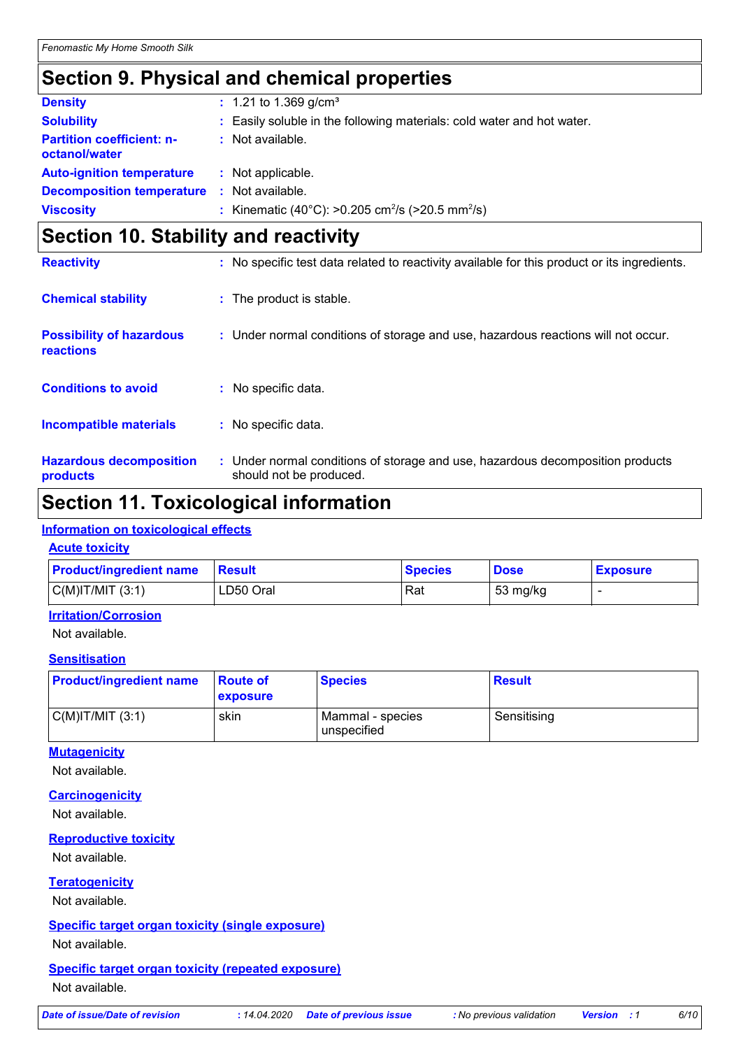# Section 9. Physical and chemical properties

| | |
|---|---|
| **Density** | : 1.21 to 1.369 g/cm³ |
| **Solubility** | : Easily soluble in the following materials: cold water and hot water. |
| **Partition coefficient: n-octanol/water** | : Not available. |
| **Auto-ignition temperature** | : Not applicable. |
| **Decomposition temperature** | : Not available. |
| **Viscosity** | : Kinematic (40°C): >0.205 $cm^2$/s (>20.5 $mm^2$/s) |

# Section 10. Stability and reactivity

| | |
|---|---|
| **Reactivity** | : No specific test data related to reactivity available for this product or its ingredients. |
| **Chemical stability** | : The product is stable. |
| **Possibility of hazardous reactions** | : Under normal conditions of storage and use, hazardous reactions will not occur. |
| **Conditions to avoid** | : No specific data. |
| **Incompatible materials** | : No specific data. |
| **Hazardous decomposition products** | : Under normal conditions of storage and use, hazardous decomposition products should not be produced. |

# Section 11. Toxicological information

## Information on toxicological effects

### Acute toxicity

| Product/ingredient name | Result | Species | Dose | Exposure |
|---|---|---|---|---|
| C(M)IT/MIT (3:1) | LD50 Oral | Rat | 53 mg/kg | - |

### Irritation/Corrosion

Not available.

### Sensitisation

| Product/ingredient name | Route of exposure | Species | Result |
|---|---|---|---|
| C(M)IT/MIT (3:1) | skin | Mammal - species unspecified | Sensitising |

### Mutagenicity

Not available.

### Carcinogenicity

Not available.

### Reproductive toxicity

Not available.

### Teratogenicity

Not available.

### Specific target organ toxicity (single exposure)

Not available.

### Specific target organ toxicity (repeated exposure)

Not available.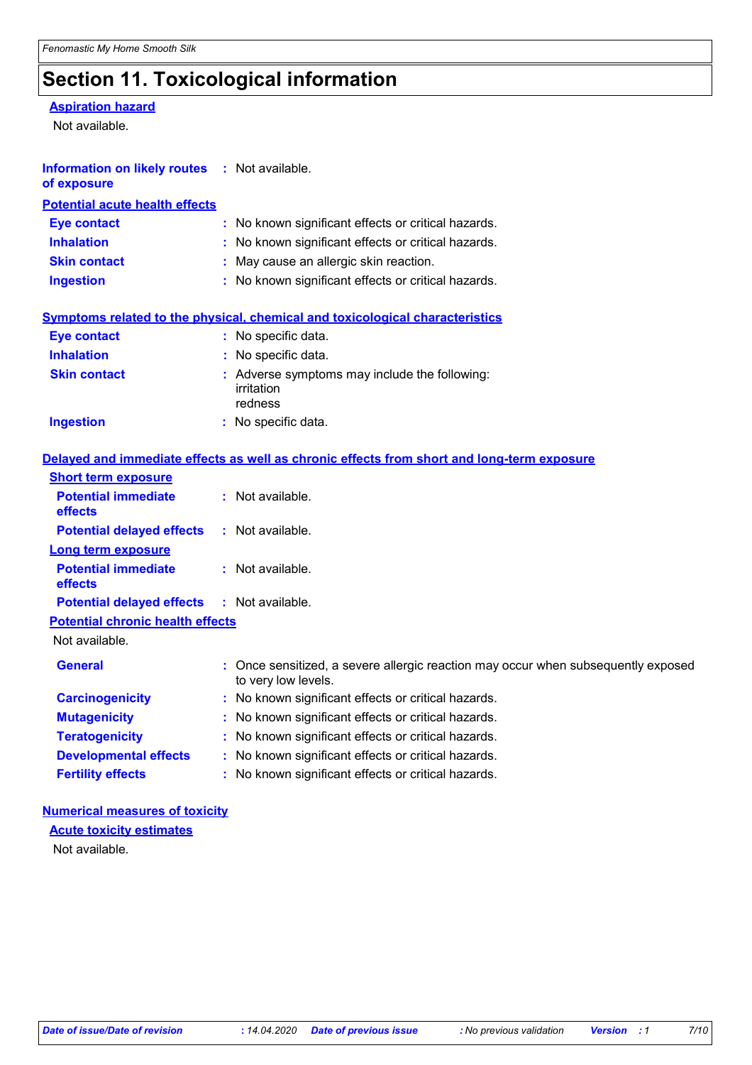# Section 11. Toxicological information

**Aspiration hazard**

Not available.

**Information on likely routes of exposure** : Not available.

**Potential acute health effects**

| | |
|---|---|
| **Eye contact** | : No known significant effects or critical hazards. |
| **Inhalation** | : No known significant effects or critical hazards. |
| **Skin contact** | : May cause an allergic skin reaction. |
| **Ingestion** | : No known significant effects or critical hazards. |

**Symptoms related to the physical, chemical and toxicological characteristics**

| | |
|---|---|
| **Eye contact** | : No specific data. |
| **Inhalation** | : No specific data. |
| **Skin contact** | : Adverse symptoms may include the following:<br>irritation<br>redness |
| **Ingestion** | : No specific data. |

**Delayed and immediate effects as well as chronic effects from short and long-term exposure**

**Short term exposure**

| | |
|---|---|
| **Potential immediate effects** | : Not available. |
| **Potential delayed effects** | : Not available. |

**Long term exposure**

| | |
|---|---|
| **Potential immediate effects** | : Not available. |
| **Potential delayed effects** | : Not available. |

**Potential chronic health effects**

Not available.

| | |
|---|---|
| **General** | : Once sensitized, a severe allergic reaction may occur when subsequently exposed to very low levels. |
| **Carcinogenicity** | : No known significant effects or critical hazards. |
| **Mutagenicity** | : No known significant effects or critical hazards. |
| **Teratogenicity** | : No known significant effects or critical hazards. |
| **Developmental effects** | : No known significant effects or critical hazards. |
| **Fertility effects** | : No known significant effects or critical hazards. |

**Numerical measures of toxicity**

**Acute toxicity estimates**

Not available.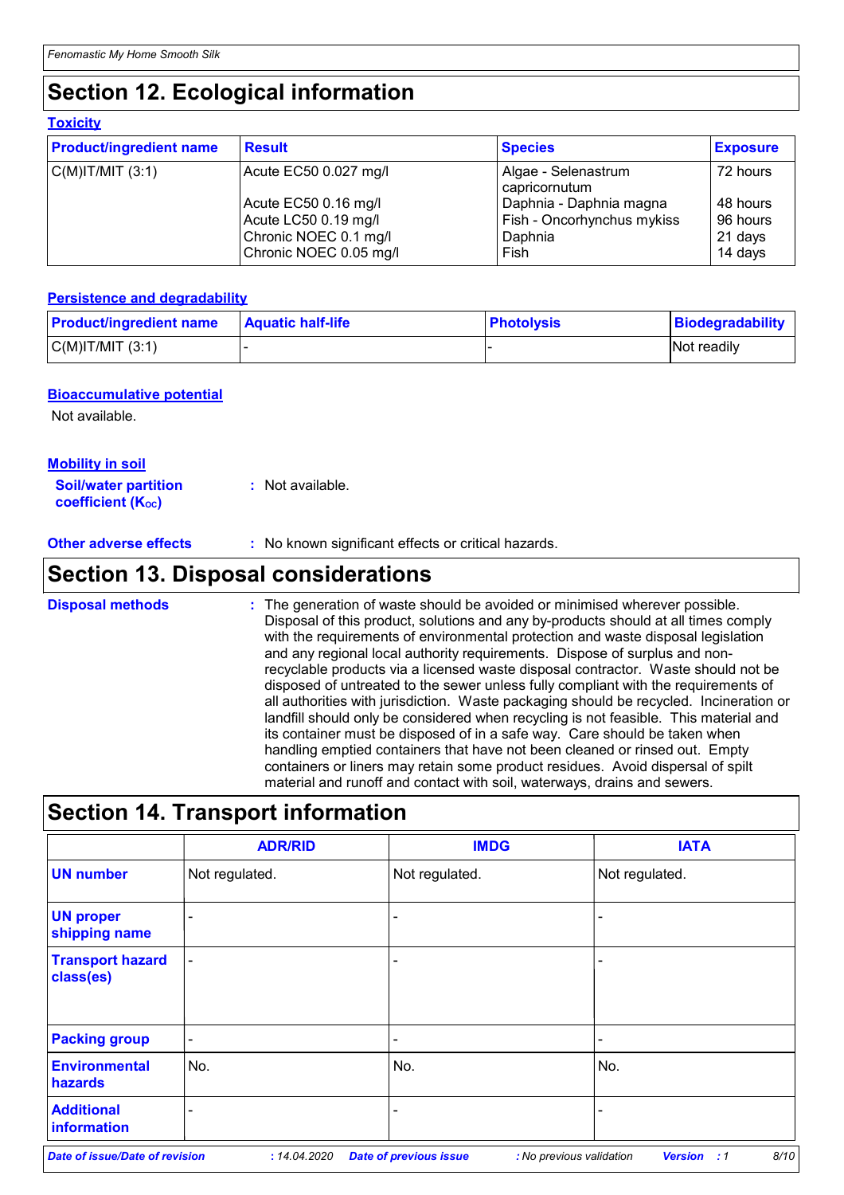## Section 12. Ecological information

### Toxicity

| Product/ingredient name | Result | Species | Exposure |
|---|---|---|---|
| C(M)IT/MIT (3:1) | Acute EC50 0.027 mg/l | Algae - Selenastrum capricornutum | 72 hours |
| | Acute EC50 0.16 mg/l | Daphnia - Daphnia magna | 48 hours |
| | Acute LC50 0.19 mg/l | Fish - Oncorhynchus mykiss | 96 hours |
| | Chronic NOEC 0.1 mg/l | Daphnia | 21 days |
| | Chronic NOEC 0.05 mg/l | Fish | 14 days |

### Persistence and degradability

| Product/ingredient name | Aquatic half-life | Photolysis | Biodegradability |
|---|---|---|---|
| C(M)IT/MIT (3:1) | - | - | Not readily |

### Bioaccumulative potential

Not available.

### Mobility in soil

**Soil/water partition coefficient ($K_{OC}$)** : Not available.

**Other adverse effects** : No known significant effects or critical hazards.

## Section 13. Disposal considerations

**Disposal methods** : The generation of waste should be avoided or minimised wherever possible. Disposal of this product, solutions and any by-products should at all times comply with the requirements of environmental protection and waste disposal legislation and any regional local authority requirements. Dispose of surplus and non-recyclable products via a licensed waste disposal contractor. Waste should not be disposed of untreated to the sewer unless fully compliant with the requirements of all authorities with jurisdiction. Waste packaging should be recycled. Incineration or landfill should only be considered when recycling is not feasible. This material and its container must be disposed of in a safe way. Care should be taken when handling emptied containers that have not been cleaned or rinsed out. Empty containers or liners may retain some product residues. Avoid dispersal of spilt material and runoff and contact with soil, waterways, drains and sewers.

## Section 14. Transport information

| | ADR/RID | IMDG | IATA |
|---|---|---|---|
| UN number | Not regulated. | Not regulated. | Not regulated. |
| UN proper shipping name | - | - | - |
| Transport hazard class(es) | - | - | - |
| Packing group | - | - | - |
| Environmental hazards | No. | No. | No. |
| Additional information | - | - | - |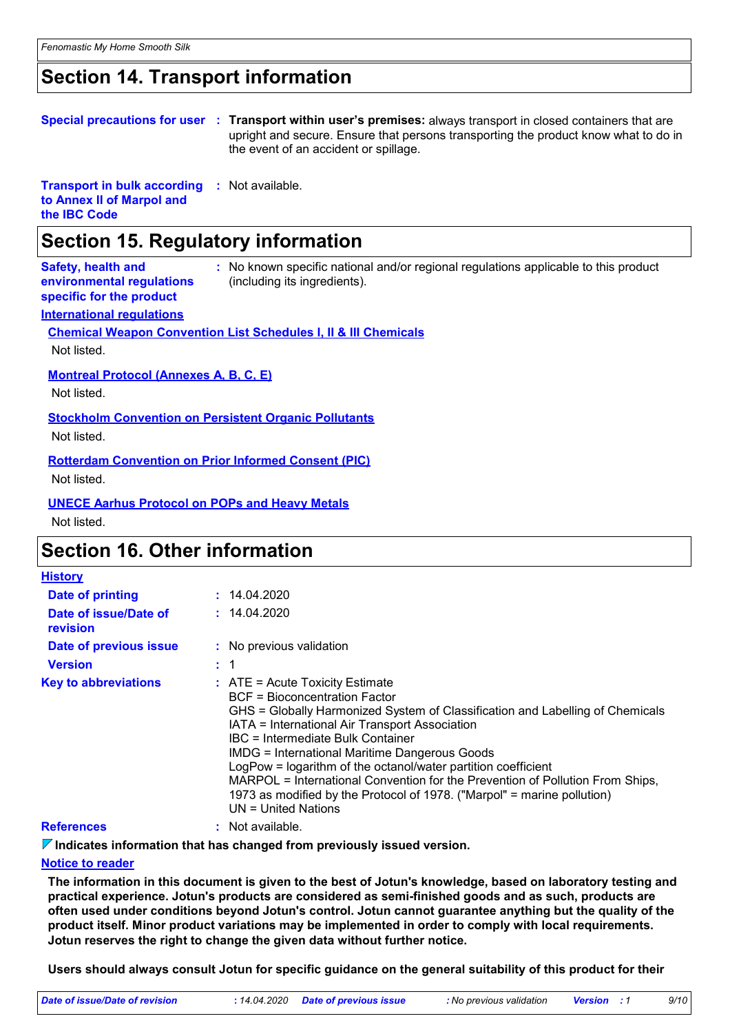## Section 14. Transport information

**Special precautions for user** : **Transport within user's premises:** always transport in closed containers that are upright and secure. Ensure that persons transporting the product know what to do in the event of an accident or spillage.

**Transport in bulk according to Annex II of Marpol and the IBC Code** : Not available.

## Section 15. Regulatory information

**Safety, health and environmental regulations specific for the product** : No known specific national and/or regional regulations applicable to this product (including its ingredients).

**International regulations**

**Chemical Weapon Convention List Schedules I, II & III Chemicals**

Not listed.

**Montreal Protocol (Annexes A, B, C, E)**

Not listed.

**Stockholm Convention on Persistent Organic Pollutants**

Not listed.

**Rotterdam Convention on Prior Informed Consent (PIC)**

Not listed.

**UNECE Aarhus Protocol on POPs and Heavy Metals**

Not listed.

## Section 16. Other information

**History**

**Date of printing** : 14.04.2020

**Date of issue/Date of revision** : 14.04.2020

**Date of previous issue** : No previous validation

**Version** : 1

**Key to abbreviations** : ATE = Acute Toxicity Estimate
BCF = Bioconcentration Factor
GHS = Globally Harmonized System of Classification and Labelling of Chemicals
IATA = International Air Transport Association
IBC = Intermediate Bulk Container
IMDG = International Maritime Dangerous Goods
LogPow = logarithm of the octanol/water partition coefficient
MARPOL = International Convention for the Prevention of Pollution From Ships, 1973 as modified by the Protocol of 1978. ("Marpol" = marine pollution)
UN = United Nations

**References** : Not available.

**Indicates information that has changed from previously issued version.**

**Notice to reader**

**The information in this document is given to the best of Jotun's knowledge, based on laboratory testing and practical experience. Jotun's products are considered as semi-finished goods and as such, products are often used under conditions beyond Jotun's control. Jotun cannot guarantee anything but the quality of the product itself. Minor product variations may be implemented in order to comply with local requirements. Jotun reserves the right to change the given data without further notice.**

**Users should always consult Jotun for specific guidance on the general suitability of this product for their**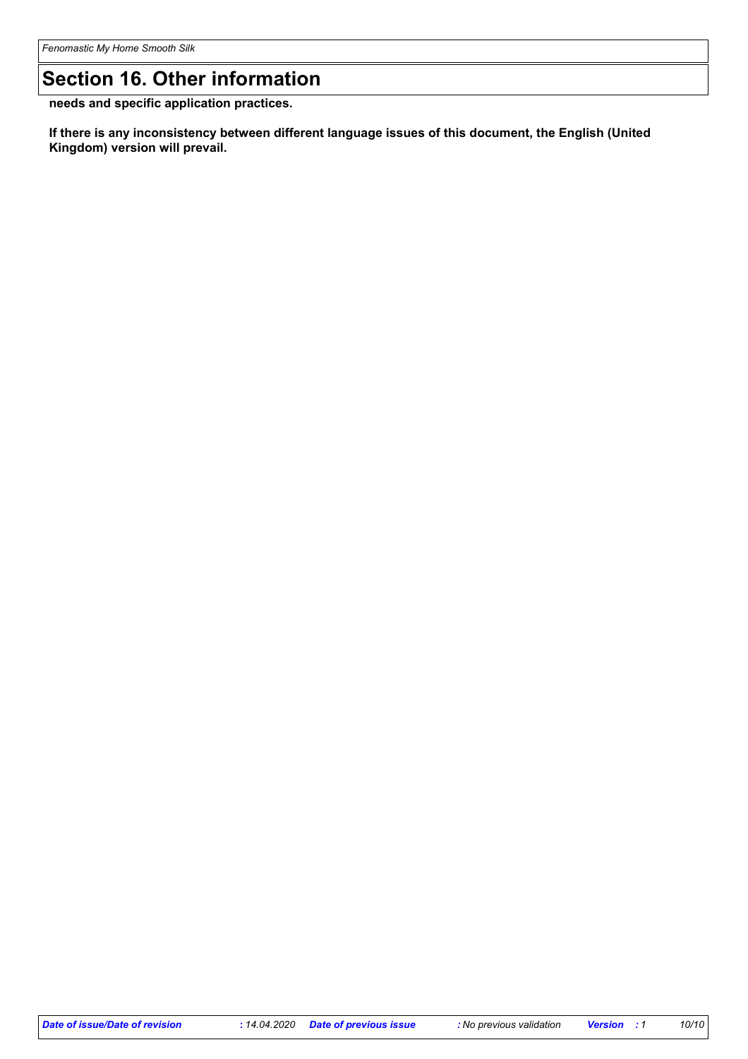# Section 16. Other information

**needs and specific application practices.**

**If there is any inconsistency between different language issues of this document, the English (United Kingdom) version will prevail.**